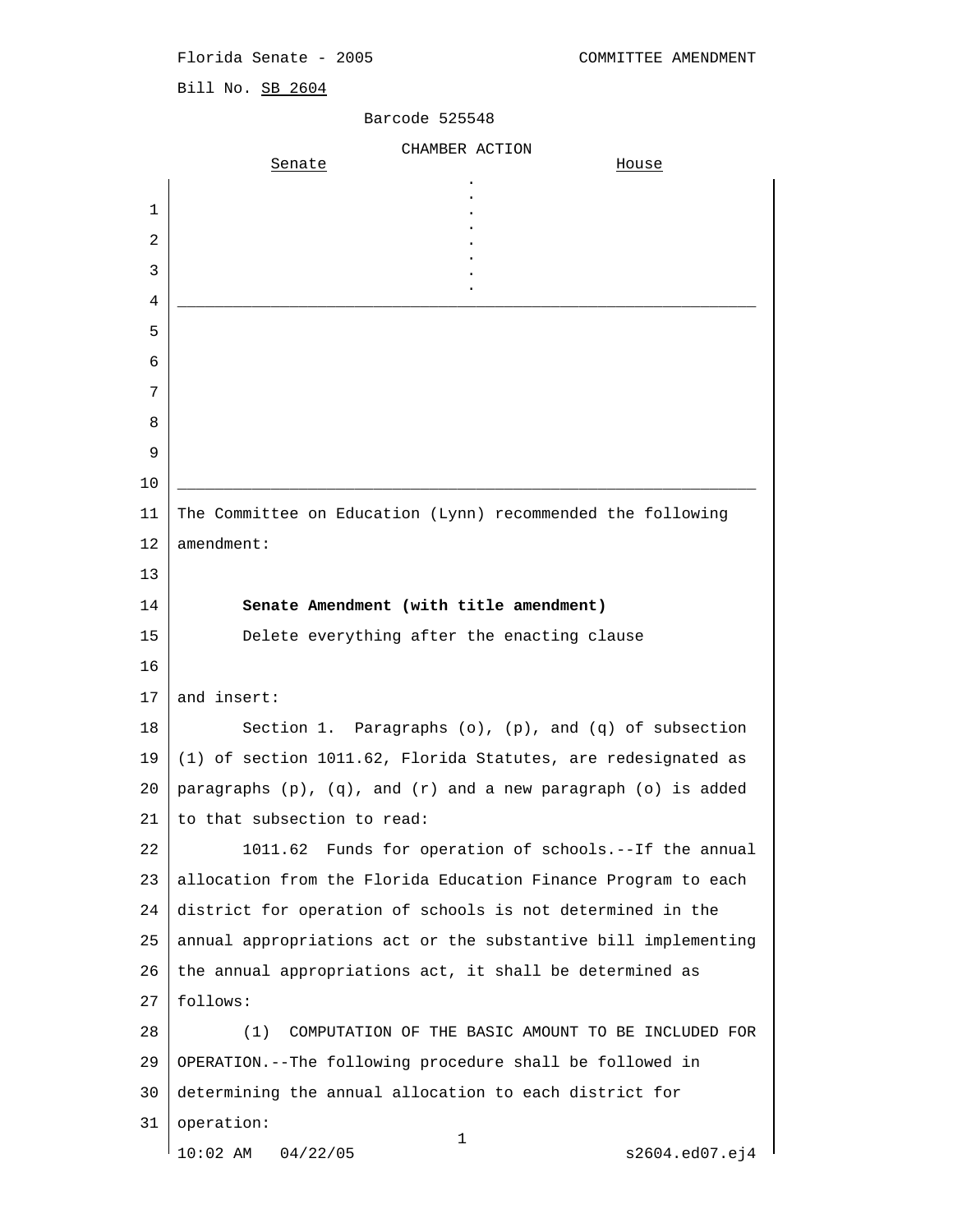Florida Senate - 2005 COMMITTEE AMENDMENT

Bill No. SB 2604

Barcode 525548

CHAMBER ACTION

| Senate | | House |
|---|---|---|
| | . | |

The Committee on Education (Lynn) recommended the following amendment:

**Senate Amendment (with title amendment)**

Delete everything after the enacting clause

and insert:

Section 1. Paragraphs (o), (p), and (q) of subsection (1) of section 1011.62, Florida Statutes, are redesignated as paragraphs (p), (q), and (r) and a new paragraph (o) is added to that subsection to read:

1011.62 Funds for operation of schools.--If the annual allocation from the Florida Education Finance Program to each district for operation of schools is not determined in the annual appropriations act or the substantive bill implementing the annual appropriations act, it shall be determined as follows:

(1) COMPUTATION OF THE BASIC AMOUNT TO BE INCLUDED FOR OPERATION.--The following procedure shall be followed in determining the annual allocation to each district for operation: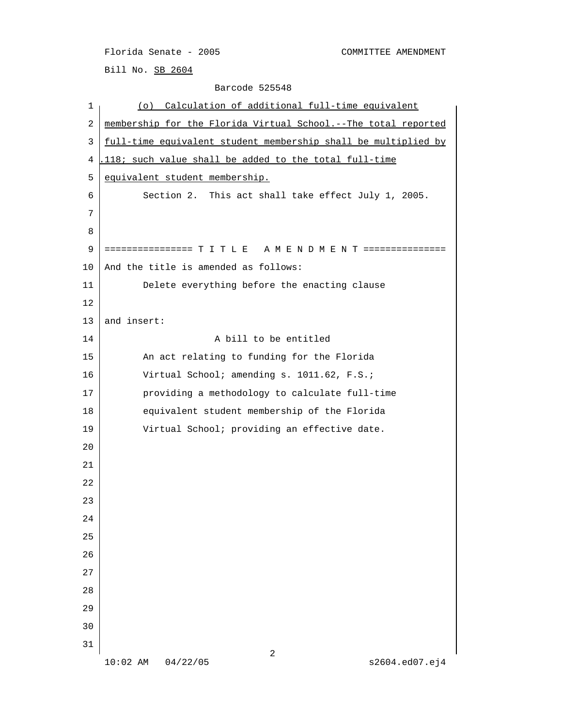(o) Calculation of additional full-time equivalent membership for the Florida Virtual School.--The total reported full-time equivalent student membership shall be multiplied by .118; such value shall be added to the total full-time equivalent student membership.

Section 2. This act shall take effect July 1, 2005.

================ T I T L E   A M E N D M E N T ===============

And the title is amended as follows:

Delete everything before the enacting clause

and insert:

A bill to be entitled

An act relating to funding for the Florida Virtual School; amending s. 1011.62, F.S.; providing a methodology to calculate full-time equivalent student membership of the Florida Virtual School; providing an effective date.